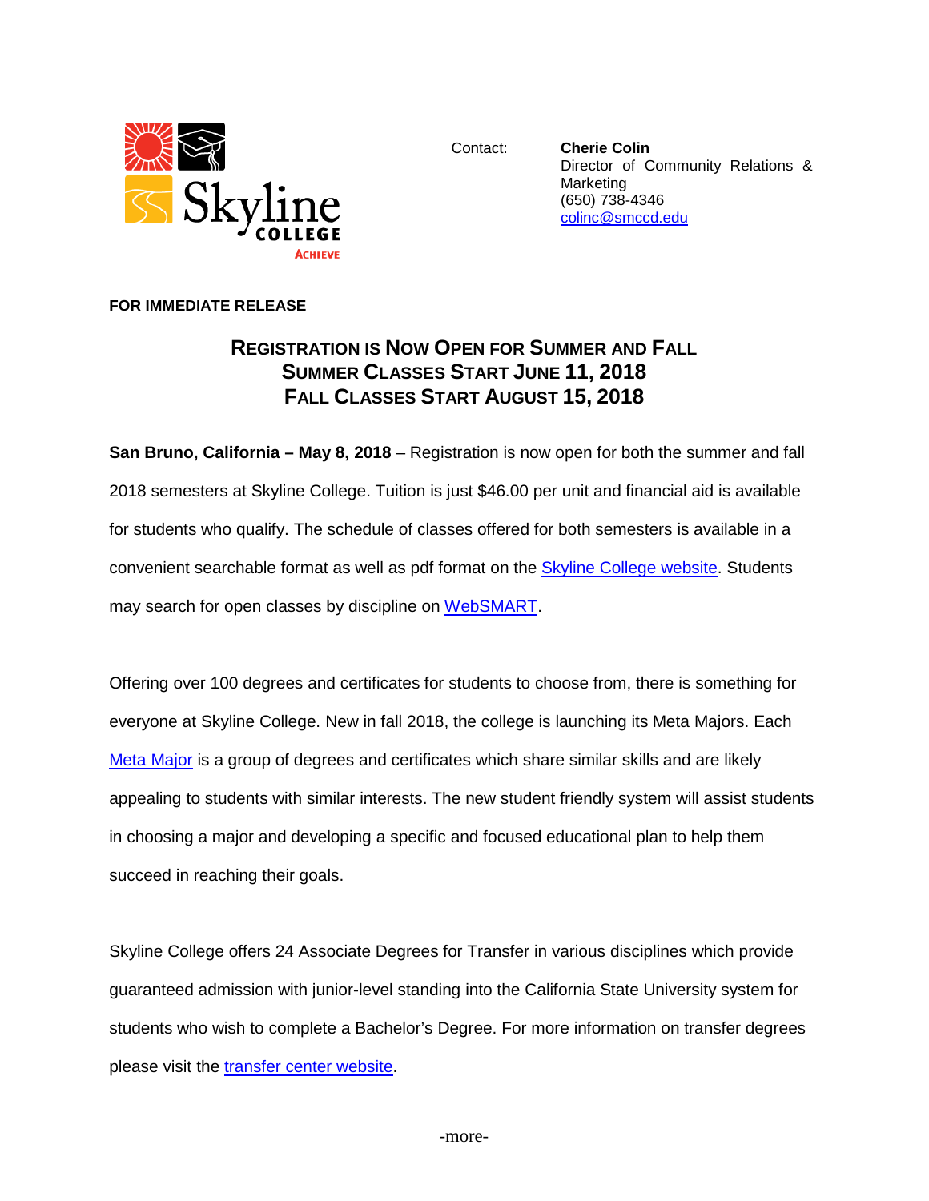Skyline College
Achieve

Contact: **Cherie Colin**
Director of Community Relations & Marketing
(650) 738-4346
colinc@smccd.edu

**FOR IMMEDIATE RELEASE**

# Registration is Now Open for Summer and Fall
## Summer Classes Start June 11, 2018
## Fall Classes Start August 15, 2018

**San Bruno, California – May 8, 2018** – Registration is now open for both the summer and fall 2018 semesters at Skyline College. Tuition is just $46.00 per unit and financial aid is available for students who qualify. The schedule of classes offered for both semesters is available in a convenient searchable format as well as pdf format on the Skyline College website. Students may search for open classes by discipline on WebSMART.

Offering over 100 degrees and certificates for students to choose from, there is something for everyone at Skyline College. New in fall 2018, the college is launching its Meta Majors. Each Meta Major is a group of degrees and certificates which share similar skills and are likely appealing to students with similar interests. The new student friendly system will assist students in choosing a major and developing a specific and focused educational plan to help them succeed in reaching their goals.

Skyline College offers 24 Associate Degrees for Transfer in various disciplines which provide guaranteed admission with junior-level standing into the California State University system for students who wish to complete a Bachelor's Degree. For more information on transfer degrees please visit the transfer center website.

-more-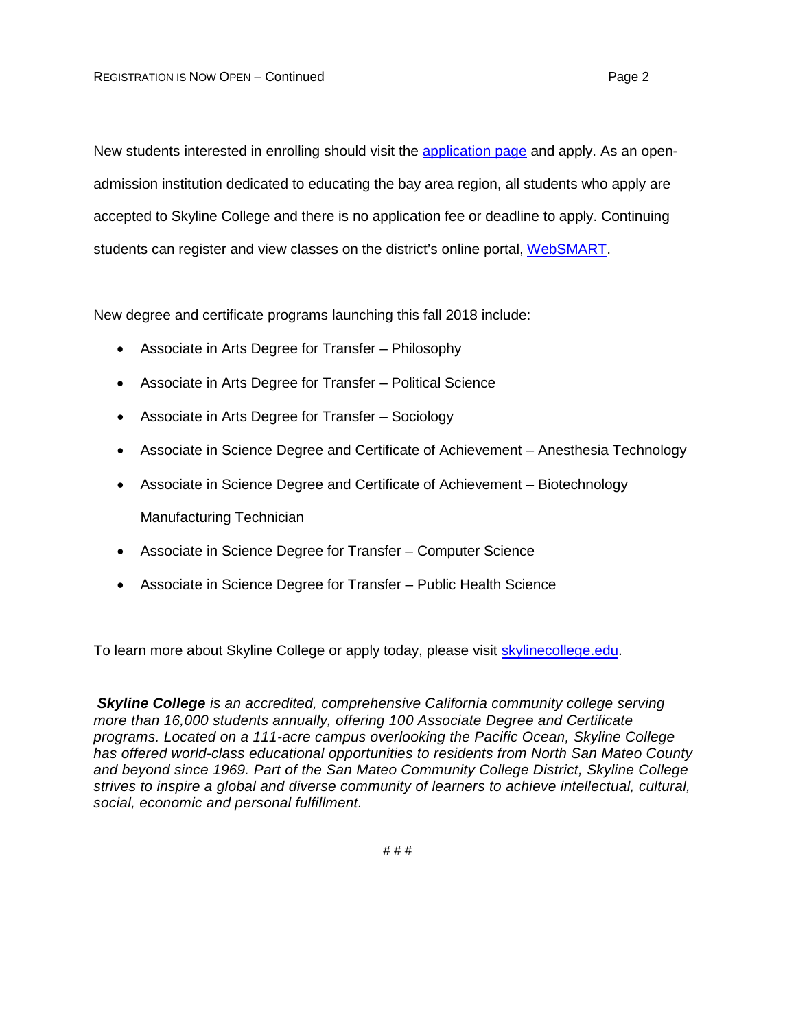New students interested in enrolling should visit the application page and apply. As an open-admission institution dedicated to educating the bay area region, all students who apply are accepted to Skyline College and there is no application fee or deadline to apply. Continuing students can register and view classes on the district's online portal, WebSMART.

New degree and certificate programs launching this fall 2018 include:

- Associate in Arts Degree for Transfer – Philosophy
- Associate in Arts Degree for Transfer – Political Science
- Associate in Arts Degree for Transfer – Sociology
- Associate in Science Degree and Certificate of Achievement – Anesthesia Technology
- Associate in Science Degree and Certificate of Achievement – Biotechnology Manufacturing Technician
- Associate in Science Degree for Transfer – Computer Science
- Associate in Science Degree for Transfer – Public Health Science

To learn more about Skyline College or apply today, please visit skylinecollege.edu.

***Skyline College** is an accredited, comprehensive California community college serving more than 16,000 students annually, offering 100 Associate Degree and Certificate programs. Located on a 111-acre campus overlooking the Pacific Ocean, Skyline College has offered world-class educational opportunities to residents from North San Mateo County and beyond since 1969. Part of the San Mateo Community College District, Skyline College strives to inspire a global and diverse community of learners to achieve intellectual, cultural, social, economic and personal fulfillment.*

# # #